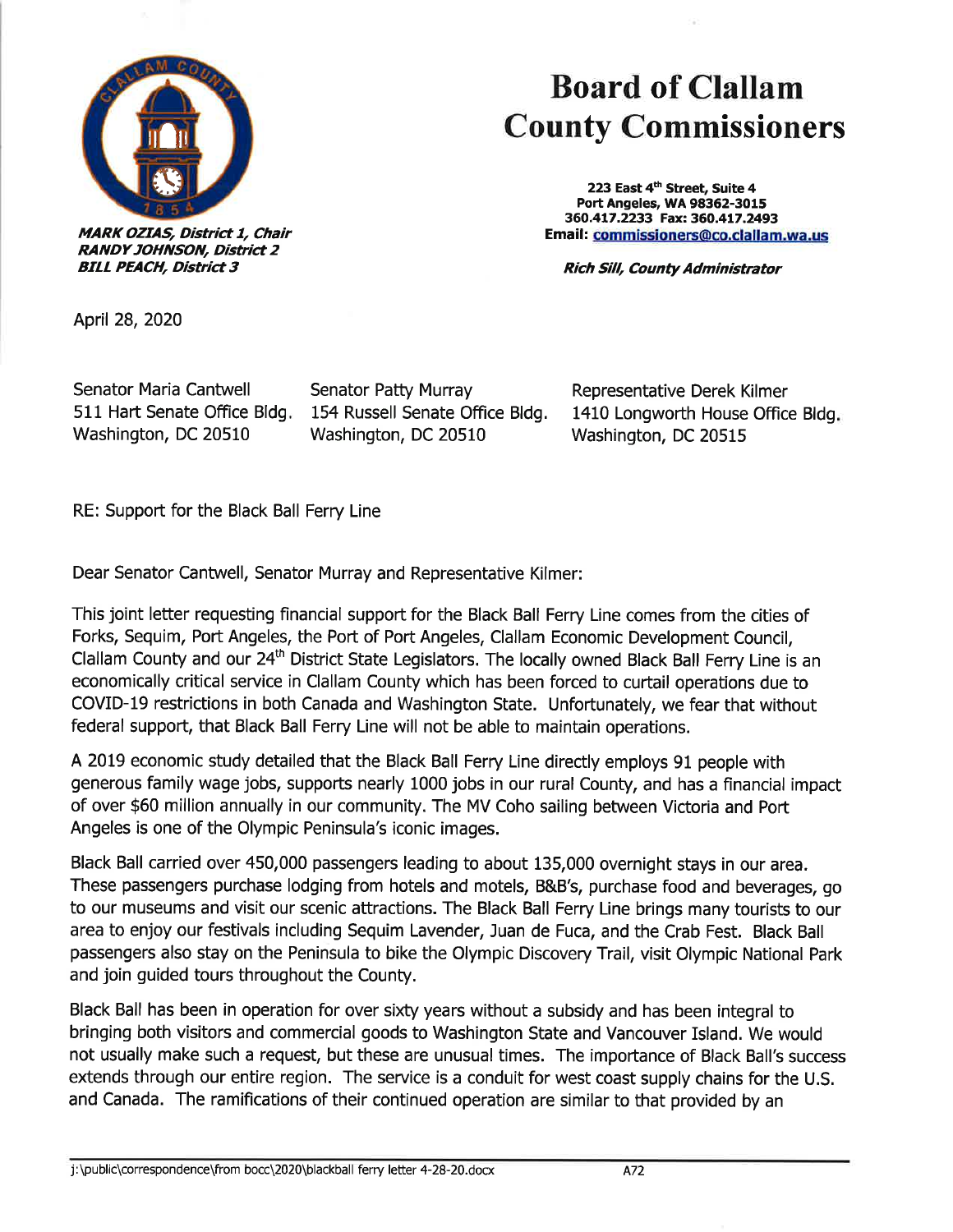# Board of Clallam County Commissioners

***MARK OZIAS, District 1, Chair***
***RANDY JOHNSON, District 2***
***BILL PEACH, District 3***

**223 East 4th Street, Suite 4**
**Port Angeles, WA 98362-3015**
**360.417.2233 Fax: 360.417.2493**
**Email: commissioners@co.clallam.wa.us**

***Rich Sill, County Administrator***

April 28, 2020

Senator Maria Cantwell
511 Hart Senate Office Bldg.
Washington, DC 20510

Senator Patty Murray
154 Russell Senate Office Bldg.
Washington, DC 20510

Representative Derek Kilmer
1410 Longworth House Office Bldg.
Washington, DC 20515

RE: Support for the Black Ball Ferry Line

Dear Senator Cantwell, Senator Murray and Representative Kilmer:

This joint letter requesting financial support for the Black Ball Ferry Line comes from the cities of Forks, Sequim, Port Angeles, the Port of Port Angeles, Clallam Economic Development Council, Clallam County and our 24th District State Legislators. The locally owned Black Ball Ferry Line is an economically critical service in Clallam County which has been forced to curtail operations due to COVID-19 restrictions in both Canada and Washington State. Unfortunately, we fear that without federal support, that Black Ball Ferry Line will not be able to maintain operations.

A 2019 economic study detailed that the Black Ball Ferry Line directly employs 91 people with generous family wage jobs, supports nearly 1000 jobs in our rural County, and has a financial impact of over $60 million annually in our community. The MV Coho sailing between Victoria and Port Angeles is one of the Olympic Peninsula's iconic images.

Black Ball carried over 450,000 passengers leading to about 135,000 overnight stays in our area. These passengers purchase lodging from hotels and motels, B&B's, purchase food and beverages, go to our museums and visit our scenic attractions. The Black Ball Ferry Line brings many tourists to our area to enjoy our festivals including Sequim Lavender, Juan de Fuca, and the Crab Fest. Black Ball passengers also stay on the Peninsula to bike the Olympic Discovery Trail, visit Olympic National Park and join guided tours throughout the County.

Black Ball has been in operation for over sixty years without a subsidy and has been integral to bringing both visitors and commercial goods to Washington State and Vancouver Island. We would not usually make such a request, but these are unusual times. The importance of Black Ball's success extends through our entire region. The service is a conduit for west coast supply chains for the U.S. and Canada. The ramifications of their continued operation are similar to that provided by an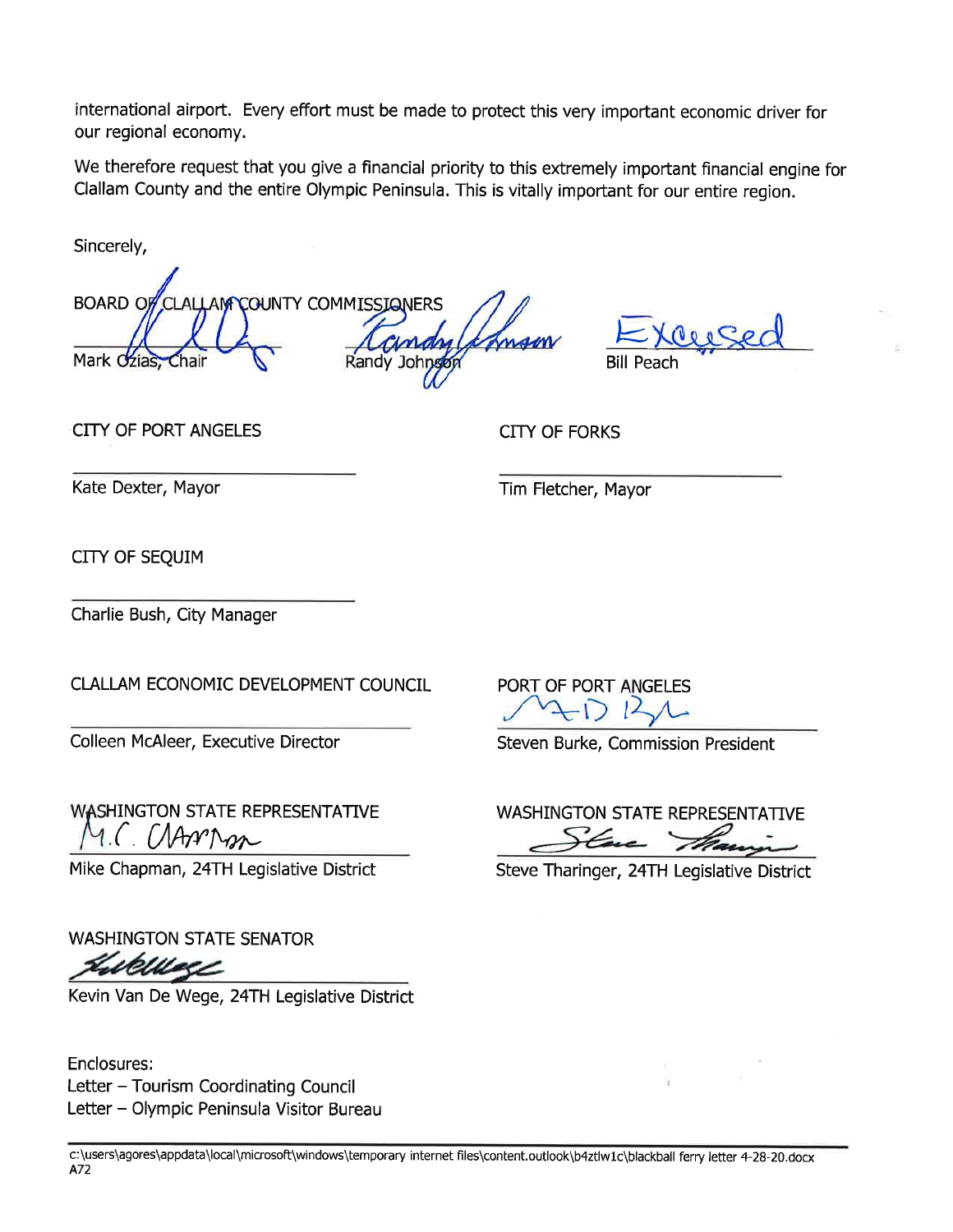international airport. Every effort must be made to protect this very important economic driver for our regional economy.

We therefore request that you give a financial priority to this extremely important financial engine for Clallam County and the entire Olympic Peninsula. This is vitally important for our entire region.

Sincerely,

BOARD OF CLALLAM COUNTY COMMISSIONERS

Mark Ozias, Chair

Randy Johnson

Excused

Bill Peach

CITY OF PORT ANGELES

_______________________

Kate Dexter, Mayor

CITY OF FORKS

_______________________

Tim Fletcher, Mayor

CITY OF SEQUIM

_______________________

Charlie Bush, City Manager

CLALLAM ECONOMIC DEVELOPMENT COUNCIL

_______________________

Colleen McAleer, Executive Director

PORT OF PORT ANGELES

Steven Burke, Commission President

WASHINGTON STATE REPRESENTATIVE

Mike Chapman, 24TH Legislative District

WASHINGTON STATE REPRESENTATIVE

Steve Tharinger, 24TH Legislative District

WASHINGTON STATE SENATOR

Kevin Van De Wege, 24TH Legislative District

Enclosures:
Letter – Tourism Coordinating Council
Letter – Olympic Peninsula Visitor Bureau

c:\users\agores\appdata\local\microsoft\windows\temporary internet files\content.outlook\b4ztlw1c\blackball ferry letter 4-28-20.docx
A72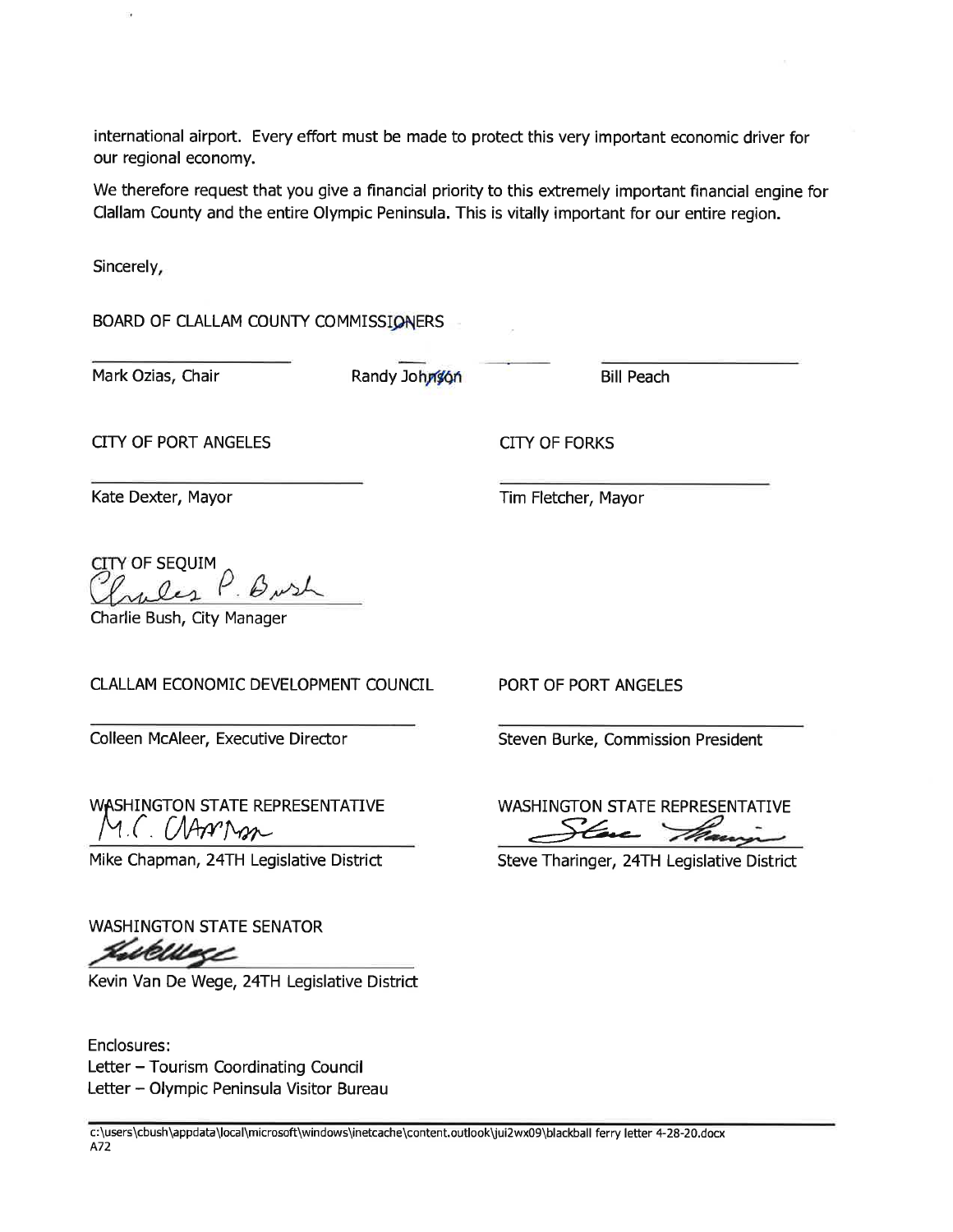international airport. Every effort must be made to protect this very important economic driver for our regional economy.

We therefore request that you give a financial priority to this extremely important financial engine for Clallam County and the entire Olympic Peninsula. This is vitally important for our entire region.

Sincerely,

BOARD OF CLALLAM COUNTY COMMISSIONERS

Mark Ozias, Chair

Randy Johnson

Bill Peach

CITY OF PORT ANGELES

Kate Dexter, Mayor

CITY OF FORKS

Tim Fletcher, Mayor

CITY OF SEQUIM

Charlie Bush, City Manager

CLALLAM ECONOMIC DEVELOPMENT COUNCIL

Colleen McAleer, Executive Director

PORT OF PORT ANGELES

Steven Burke, Commission President

WASHINGTON STATE REPRESENTATIVE

Mike Chapman, 24TH Legislative District

WASHINGTON STATE REPRESENTATIVE

Steve Tharinger, 24TH Legislative District

WASHINGTON STATE SENATOR

Kevin Van De Wege, 24TH Legislative District

Enclosures:
Letter – Tourism Coordinating Council
Letter – Olympic Peninsula Visitor Bureau

c:\users\cbush\appdata\local\microsoft\windows\inetcache\content.outlook\jui2wx09\blackball ferry letter 4-28-20.docx
A72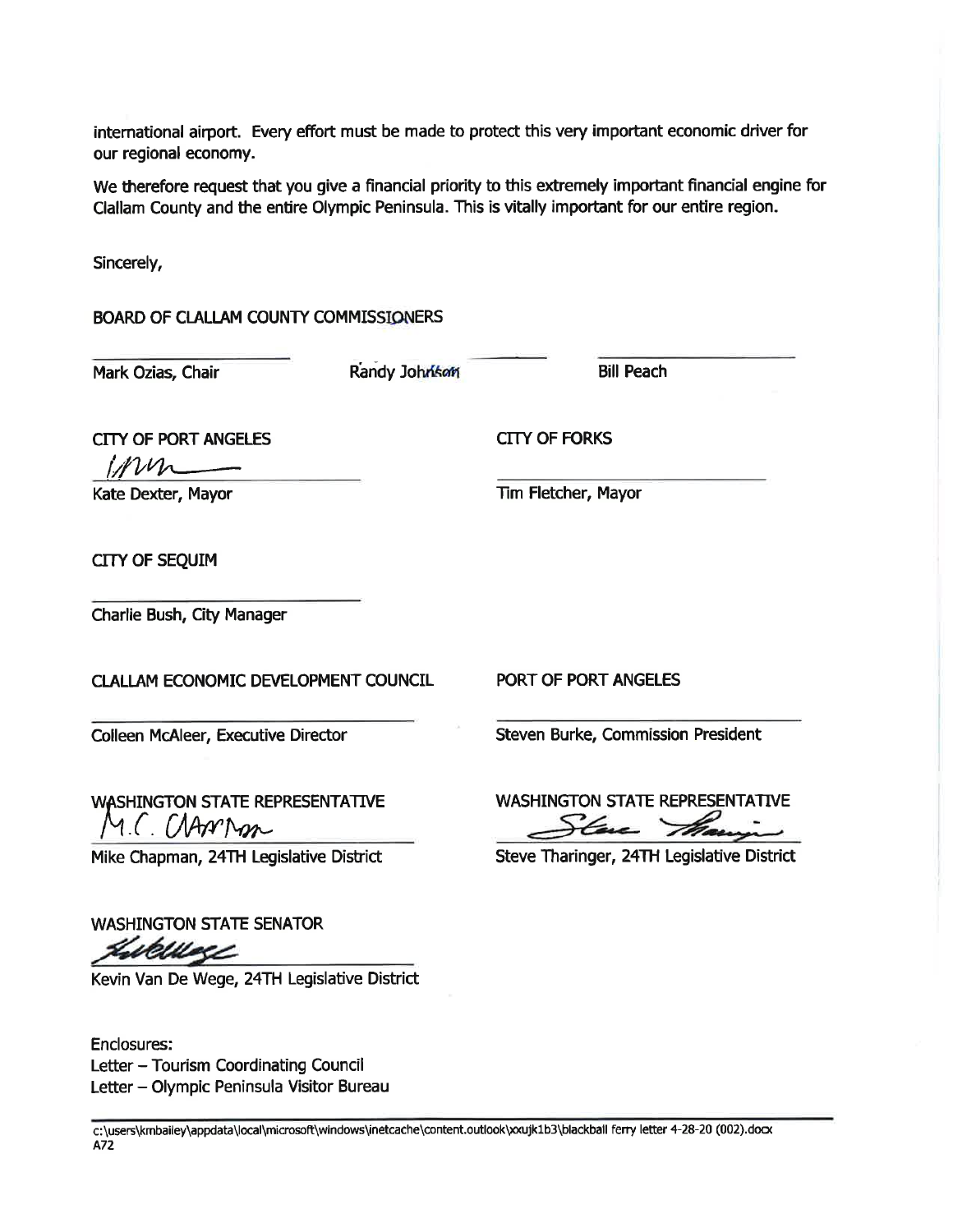international airport. Every effort must be made to protect this very important economic driver for our regional economy.

We therefore request that you give a financial priority to this extremely important financial engine for Clallam County and the entire Olympic Peninsula. This is vitally important for our entire region.

Sincerely,

BOARD OF CLALLAM COUNTY COMMISSIONERS

Mark Ozias, Chair

Randy Johnson

Bill Peach

CITY OF PORT ANGELES

Kate Dexter, Mayor

CITY OF FORKS

Tim Fletcher, Mayor

CITY OF SEQUIM

Charlie Bush, City Manager

CLALLAM ECONOMIC DEVELOPMENT COUNCIL

Colleen McAleer, Executive Director

PORT OF PORT ANGELES

Steven Burke, Commission President

WASHINGTON STATE REPRESENTATIVE

Mike Chapman, 24TH Legislative District

WASHINGTON STATE REPRESENTATIVE

Steve Tharinger, 24TH Legislative District

WASHINGTON STATE SENATOR

Kevin Van De Wege, 24TH Legislative District

Enclosures:
Letter – Tourism Coordinating Council
Letter – Olympic Peninsula Visitor Bureau

c:\users\kmbailey\appdata\local\microsoft\windows\inetcache\content.outlook\xxujk1b3\blackball ferry letter 4-28-20 (002).docx
A72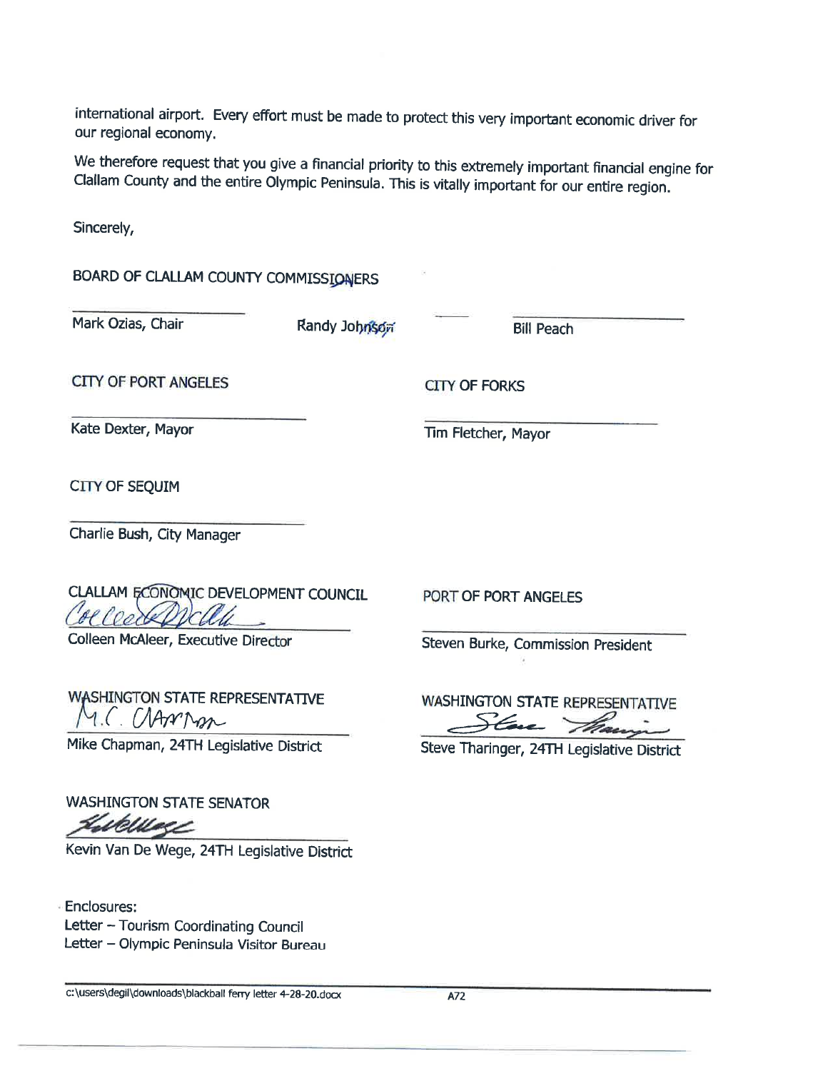international airport. Every effort must be made to protect this very important economic driver for our regional economy.

We therefore request that you give a financial priority to this extremely important financial engine for Clallam County and the entire Olympic Peninsula. This is vitally important for our entire region.

Sincerely,

BOARD OF CLALLAM COUNTY COMMISSIONERS

Mark Ozias, Chair

Randy Johnson

Bill Peach

CITY OF PORT ANGELES

Kate Dexter, Mayor

CITY OF FORKS

Tim Fletcher, Mayor

CITY OF SEQUIM

Charlie Bush, City Manager

CLALLAM ECONOMIC DEVELOPMENT COUNCIL

Colleen McAleer, Executive Director

PORT OF PORT ANGELES

Steven Burke, Commission President

WASHINGTON STATE REPRESENTATIVE

Mike Chapman, 24TH Legislative District

WASHINGTON STATE REPRESENTATIVE

Steve Tharinger, 24TH Legislative District

WASHINGTON STATE SENATOR

Kevin Van De Wege, 24TH Legislative District

Enclosures:
Letter – Tourism Coordinating Council
Letter – Olympic Peninsula Visitor Bureau

c:\users\degil\downloads\blackball ferry letter 4-28-20.docx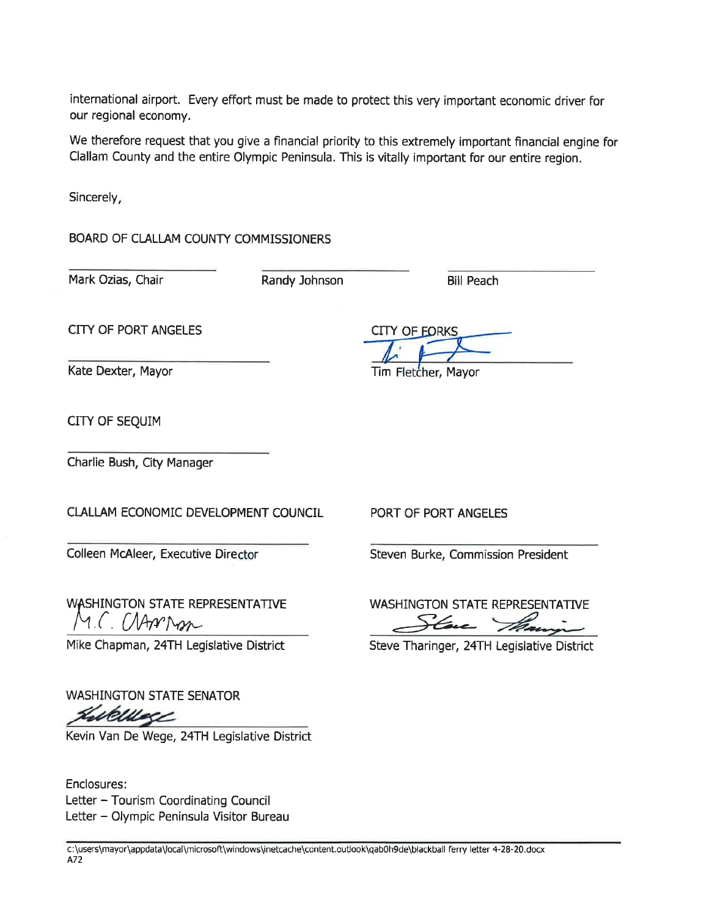international airport. Every effort must be made to protect this very important economic driver for our regional economy.

We therefore request that you give a financial priority to this extremely important financial engine for Clallam County and the entire Olympic Peninsula. This is vitally important for our entire region.

Sincerely,

BOARD OF CLALLAM COUNTY COMMISSIONERS

Mark Ozias, Chair

Randy Johnson

Bill Peach

CITY OF PORT ANGELES

Kate Dexter, Mayor

CITY OF FORKS

Tim Fletcher, Mayor

CITY OF SEQUIM

Charlie Bush, City Manager

CLALLAM ECONOMIC DEVELOPMENT COUNCIL

Colleen McAleer, Executive Director

PORT OF PORT ANGELES

Steven Burke, Commission President

WASHINGTON STATE REPRESENTATIVE

Mike Chapman, 24TH Legislative District

WASHINGTON STATE REPRESENTATIVE

Steve Tharinger, 24TH Legislative District

WASHINGTON STATE SENATOR

Kevin Van De Wege, 24TH Legislative District

Enclosures:
Letter – Tourism Coordinating Council
Letter – Olympic Peninsula Visitor Bureau

c:\users\mayor\appdata\local\microsoft\windows\inetcache\content.outlook\qab0h9de\blackball ferry letter 4-28-20.docx
A72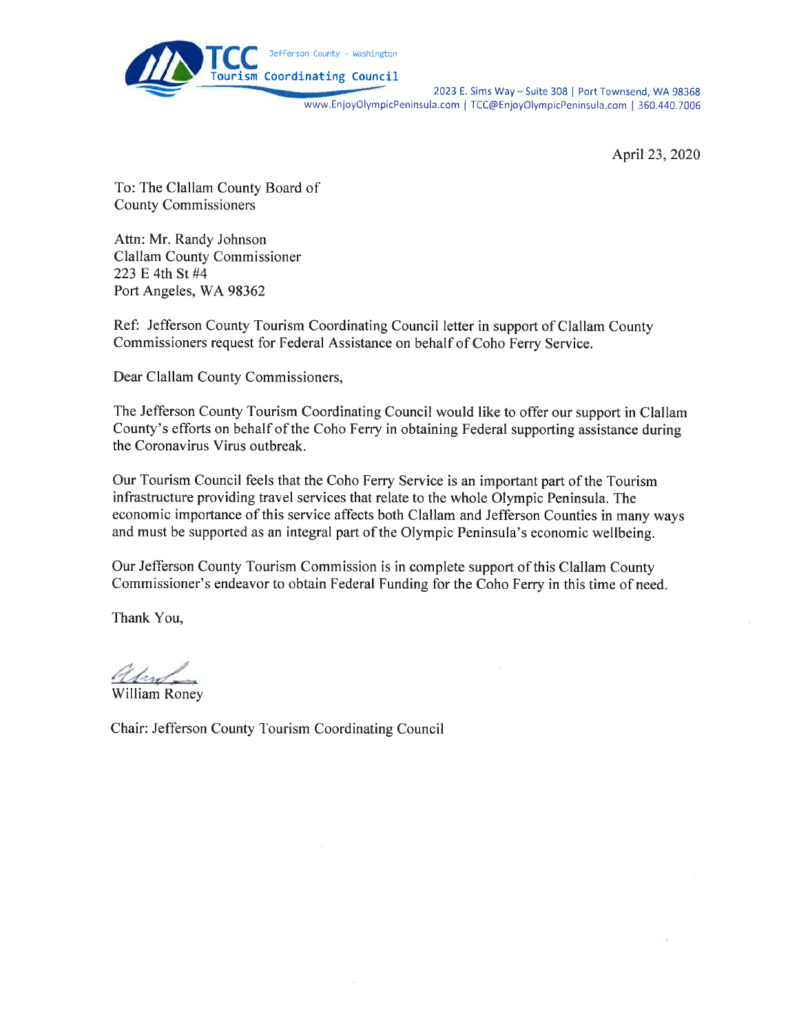TCC Jefferson County - Washington
Tourism Coordinating Council

2023 E. Sims Way – Suite 308 | Port Townsend, WA 98368
www.EnjoyOlympicPeninsula.com | TCC@EnjoyOlympicPeninsula.com | 360.440.7006

April 23, 2020

To: The Clallam County Board of
County Commissioners

Attn: Mr. Randy Johnson
Clallam County Commissioner
223 E 4th St #4
Port Angeles, WA 98362

Ref: Jefferson County Tourism Coordinating Council letter in support of Clallam County Commissioners request for Federal Assistance on behalf of Coho Ferry Service.

Dear Clallam County Commissioners,

The Jefferson County Tourism Coordinating Council would like to offer our support in Clallam County's efforts on behalf of the Coho Ferry in obtaining Federal supporting assistance during the Coronavirus Virus outbreak.

Our Tourism Council feels that the Coho Ferry Service is an important part of the Tourism infrastructure providing travel services that relate to the whole Olympic Peninsula. The economic importance of this service affects both Clallam and Jefferson Counties in many ways and must be supported as an integral part of the Olympic Peninsula's economic wellbeing.

Our Jefferson County Tourism Commission is in complete support of this Clallam County Commissioner's endeavor to obtain Federal Funding for the Coho Ferry in this time of need.

Thank You,

William Roney

Chair: Jefferson County Tourism Coordinating Council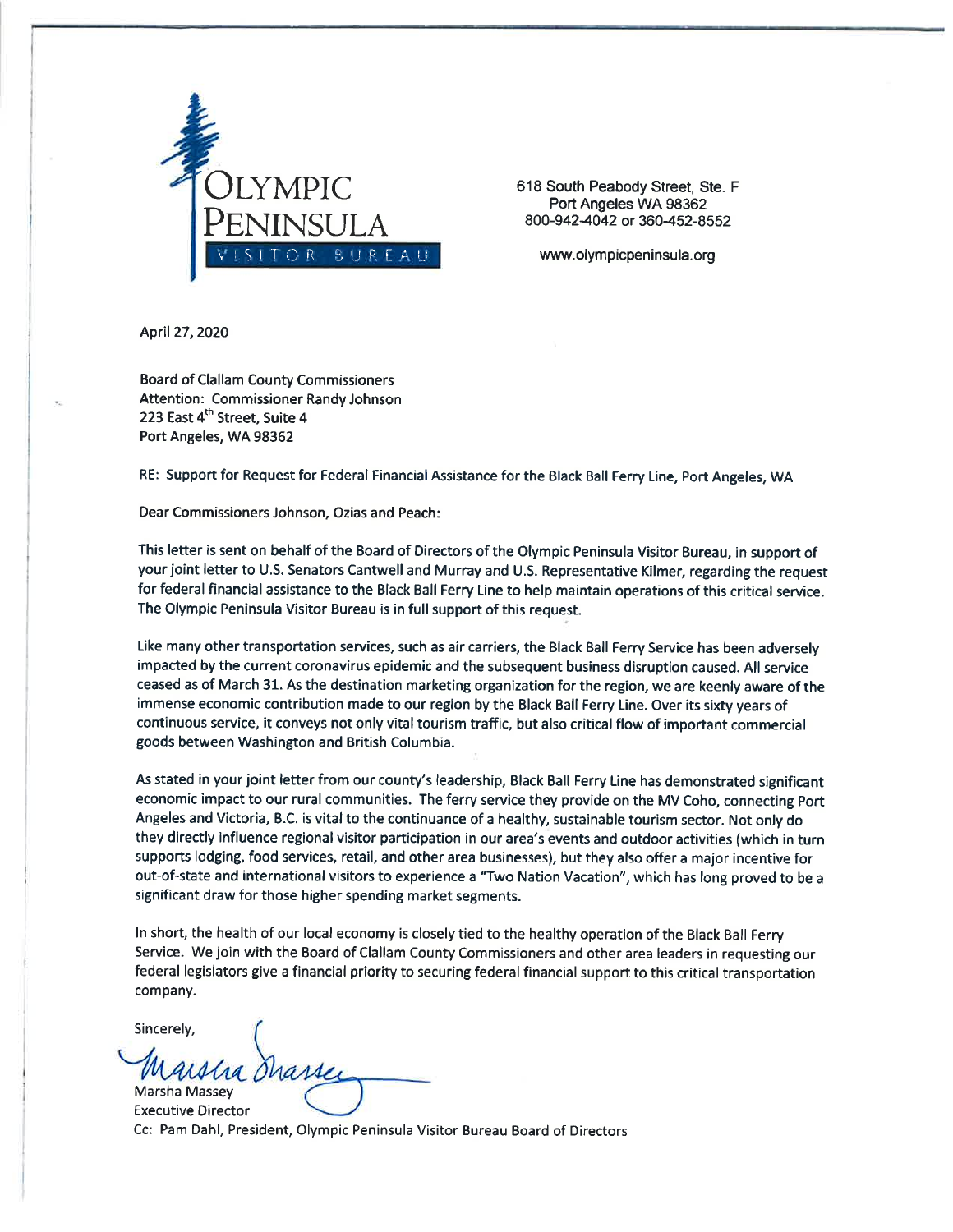# Olympic Peninsula
VISITOR BUREAU

618 South Peabody Street, Ste. F
Port Angeles WA 98362
800-942-4042 or 360-452-8552

www.olympicpeninsula.org

April 27, 2020

Board of Clallam County Commissioners
Attention: Commissioner Randy Johnson
223 East 4th Street, Suite 4
Port Angeles, WA 98362

RE: Support for Request for Federal Financial Assistance for the Black Ball Ferry Line, Port Angeles, WA

Dear Commissioners Johnson, Ozias and Peach:

This letter is sent on behalf of the Board of Directors of the Olympic Peninsula Visitor Bureau, in support of your joint letter to U.S. Senators Cantwell and Murray and U.S. Representative Kilmer, regarding the request for federal financial assistance to the Black Ball Ferry Line to help maintain operations of this critical service. The Olympic Peninsula Visitor Bureau is in full support of this request.

Like many other transportation services, such as air carriers, the Black Ball Ferry Service has been adversely impacted by the current coronavirus epidemic and the subsequent business disruption caused. All service ceased as of March 31. As the destination marketing organization for the region, we are keenly aware of the immense economic contribution made to our region by the Black Ball Ferry Line. Over its sixty years of continuous service, it conveys not only vital tourism traffic, but also critical flow of important commercial goods between Washington and British Columbia.

As stated in your joint letter from our county's leadership, Black Ball Ferry Line has demonstrated significant economic impact to our rural communities. The ferry service they provide on the MV Coho, connecting Port Angeles and Victoria, B.C. is vital to the continuance of a healthy, sustainable tourism sector. Not only do they directly influence regional visitor participation in our area's events and outdoor activities (which in turn supports lodging, food services, retail, and other area businesses), but they also offer a major incentive for out-of-state and international visitors to experience a "Two Nation Vacation", which has long proved to be a significant draw for those higher spending market segments.

In short, the health of our local economy is closely tied to the healthy operation of the Black Ball Ferry Service. We join with the Board of Clallam County Commissioners and other area leaders in requesting our federal legislators give a financial priority to securing federal financial support to this critical transportation company.

Sincerely,

Marsha Massey
Executive Director

Cc: Pam Dahl, President, Olympic Peninsula Visitor Bureau Board of Directors